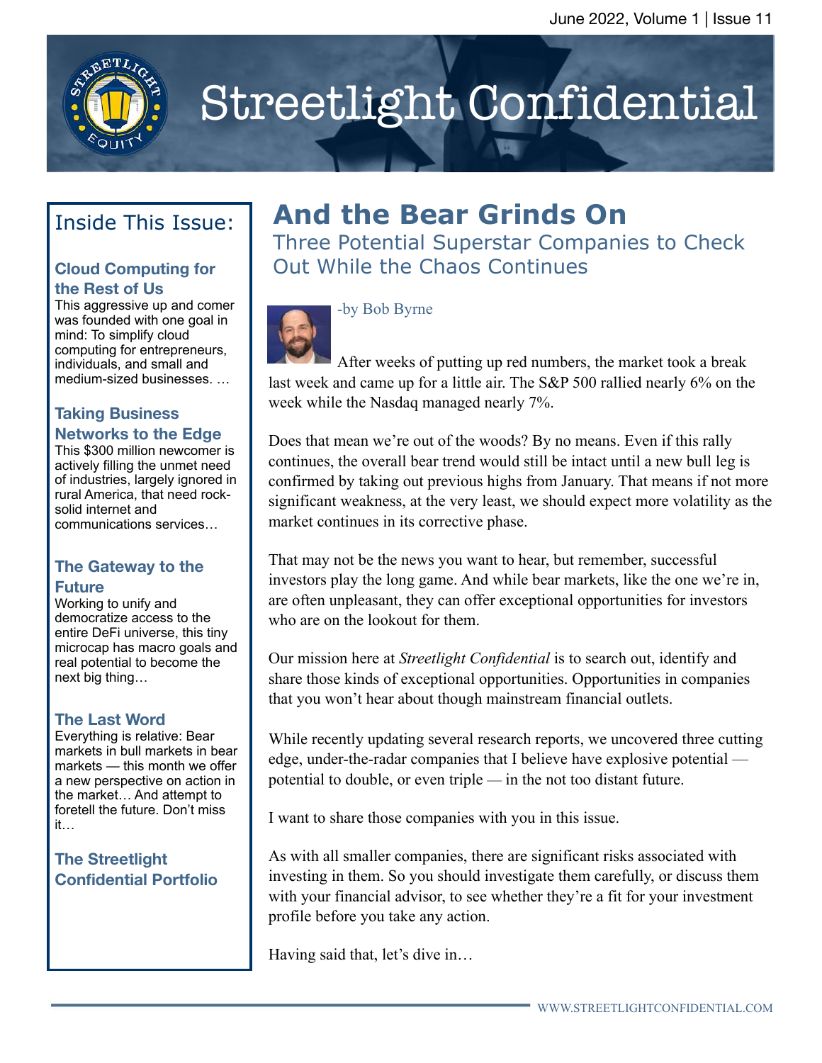# Streetlight Confidential

## Inside This Issue:

**Cloud Computing for the Rest of Us**
This aggressive up and comer was founded with one goal in mind: To simplify cloud computing for entrepreneurs, individuals, and small and medium-sized businesses. …

**Taking Business Networks to the Edge**
This $300 million newcomer is actively filling the unmet need of industries, largely ignored in rural America, that need rock-solid internet and communications services…

**The Gateway to the Future**
Working to unify and democratize access to the entire DeFi universe, this tiny microcap has macro goals and real potential to become the next big thing…

**The Last Word**
Everything is relative: Bear markets in bull markets in bear markets — this month we offer a new perspective on action in the market… And attempt to foretell the future. Don't miss it…

**The Streetlight Confidential Portfolio**

# And the Bear Grinds On

## Three Potential Superstar Companies to Check Out While the Chaos Continues

-by Bob Byrne

After weeks of putting up red numbers, the market took a break last week and came up for a little air. The S&P 500 rallied nearly 6% on the week while the Nasdaq managed nearly 7%.

Does that mean we're out of the woods? By no means. Even if this rally continues, the overall bear trend would still be intact until a new bull leg is confirmed by taking out previous highs from January. That means if not more significant weakness, at the very least, we should expect more volatility as the market continues in its corrective phase.

That may not be the news you want to hear, but remember, successful investors play the long game. And while bear markets, like the one we're in, are often unpleasant, they can offer exceptional opportunities for investors who are on the lookout for them.

Our mission here at *Streetlight Confidential* is to search out, identify and share those kinds of exceptional opportunities. Opportunities in companies that you won't hear about though mainstream financial outlets.

While recently updating several research reports, we uncovered three cutting edge, under-the-radar companies that I believe have explosive potential — potential to double, or even triple — in the not too distant future.

I want to share those companies with you in this issue.

As with all smaller companies, there are significant risks associated with investing in them. So you should investigate them carefully, or discuss them with your financial advisor, to see whether they're a fit for your investment profile before you take any action.

Having said that, let's dive in…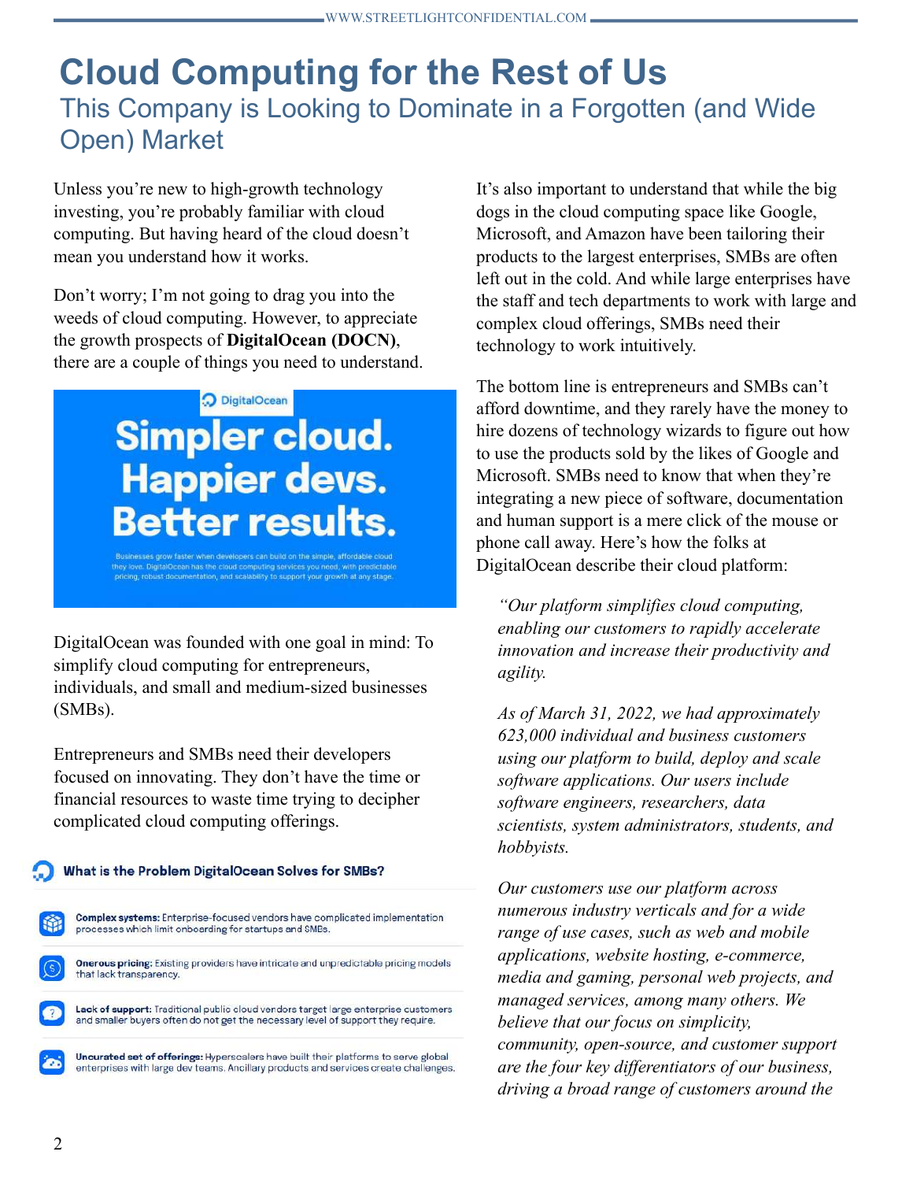# Cloud Computing for the Rest of Us

## This Company is Looking to Dominate in a Forgotten (and Wide Open) Market

Unless you're new to high-growth technology investing, you're probably familiar with cloud computing. But having heard of the cloud doesn't mean you understand how it works.

Don't worry; I'm not going to drag you into the weeds of cloud computing. However, to appreciate the growth prospects of **DigitalOcean (DOCN)**, there are a couple of things you need to understand.

DigitalOcean

**Simpler cloud. Happier devs. Better results.**

Businesses grow faster when developers can build on the simple, affordable cloud they love. DigitalOcean has the cloud computing services you need, with predictable pricing, robust documentation, and scalability to support your growth at any stage.

DigitalOcean was founded with one goal in mind: To simplify cloud computing for entrepreneurs, individuals, and small and medium-sized businesses (SMBs).

Entrepreneurs and SMBs need their developers focused on innovating. They don't have the time or financial resources to waste time trying to decipher complicated cloud computing offerings.

**What is the Problem DigitalOcean Solves for SMBs?**

- **Complex systems:** Enterprise-focused vendors have complicated implementation processes which limit onboarding for startups and SMBs.
- **Onerous pricing:** Existing providers have intricate and unpredictable pricing models that lack transparency.
- **Lack of support:** Traditional public cloud vendors target large enterprise customers and smaller buyers often do not get the necessary level of support they require.
- **Uncurated set of offerings:** Hyperscalers have built their platforms to serve global enterprises with large dev teams. Ancillary products and services create challenges.

It's also important to understand that while the big dogs in the cloud computing space like Google, Microsoft, and Amazon have been tailoring their products to the largest enterprises, SMBs are often left out in the cold. And while large enterprises have the staff and tech departments to work with large and complex cloud offerings, SMBs need their technology to work intuitively.

The bottom line is entrepreneurs and SMBs can't afford downtime, and they rarely have the money to hire dozens of technology wizards to figure out how to use the products sold by the likes of Google and Microsoft. SMBs need to know that when they're integrating a new piece of software, documentation and human support is a mere click of the mouse or phone call away. Here's how the folks at DigitalOcean describe their cloud platform:

> *"Our platform simplifies cloud computing, enabling our customers to rapidly accelerate innovation and increase their productivity and agility.*
>
> *As of March 31, 2022, we had approximately 623,000 individual and business customers using our platform to build, deploy and scale software applications. Our users include software engineers, researchers, data scientists, system administrators, students, and hobbyists.*
>
> *Our customers use our platform across numerous industry verticals and for a wide range of use cases, such as web and mobile applications, website hosting, e-commerce, media and gaming, personal web projects, and managed services, among many others. We believe that our focus on simplicity, community, open-source, and customer support are the four key differentiators of our business, driving a broad range of customers around the*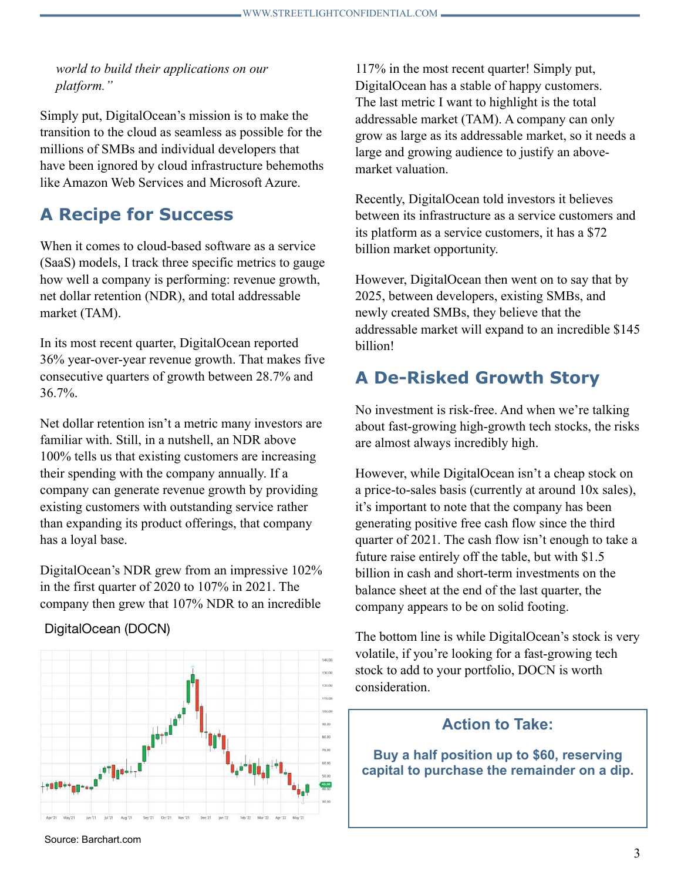*world to build their applications on our platform."*

Simply put, DigitalOcean's mission is to make the transition to the cloud as seamless as possible for the millions of SMBs and individual developers that have been ignored by cloud infrastructure behemoths like Amazon Web Services and Microsoft Azure.

## A Recipe for Success

When it comes to cloud-based software as a service (SaaS) models, I track three specific metrics to gauge how well a company is performing: revenue growth, net dollar retention (NDR), and total addressable market (TAM).

In its most recent quarter, DigitalOcean reported 36% year-over-year revenue growth. That makes five consecutive quarters of growth between 28.7% and 36.7%.

Net dollar retention isn't a metric many investors are familiar with. Still, in a nutshell, an NDR above 100% tells us that existing customers are increasing their spending with the company annually. If a company can generate revenue growth by providing existing customers with outstanding service rather than expanding its product offerings, that company has a loyal base.

DigitalOcean's NDR grew from an impressive 102% in the first quarter of 2020 to 107% in 2021. The company then grew that 107% NDR to an incredible 117% in the most recent quarter! Simply put, DigitalOcean has a stable of happy customers. The last metric I want to highlight is the total addressable market (TAM). A company can only grow as large as its addressable market, so it needs a large and growing audience to justify an above-market valuation.

DigitalOcean (DOCN)

Source: Barchart.com

Recently, DigitalOcean told investors it believes between its infrastructure as a service customers and its platform as a service customers, it has a $72 billion market opportunity.

However, DigitalOcean then went on to say that by 2025, between developers, existing SMBs, and newly created SMBs, they believe that the addressable market will expand to an incredible $145 billion!

## A De-Risked Growth Story

No investment is risk-free. And when we're talking about fast-growing high-growth tech stocks, the risks are almost always incredibly high.

However, while DigitalOcean isn't a cheap stock on a price-to-sales basis (currently at around 10x sales), it's important to note that the company has been generating positive free cash flow since the third quarter of 2021. The cash flow isn't enough to take a future raise entirely off the table, but with $1.5 billion in cash and short-term investments on the balance sheet at the end of the last quarter, the company appears to be on solid footing.

The bottom line is while DigitalOcean's stock is very volatile, if you're looking for a fast-growing tech stock to add to your portfolio, DOCN is worth consideration.

### Action to Take:

**Buy a half position up to $60, reserving capital to purchase the remainder on a dip.**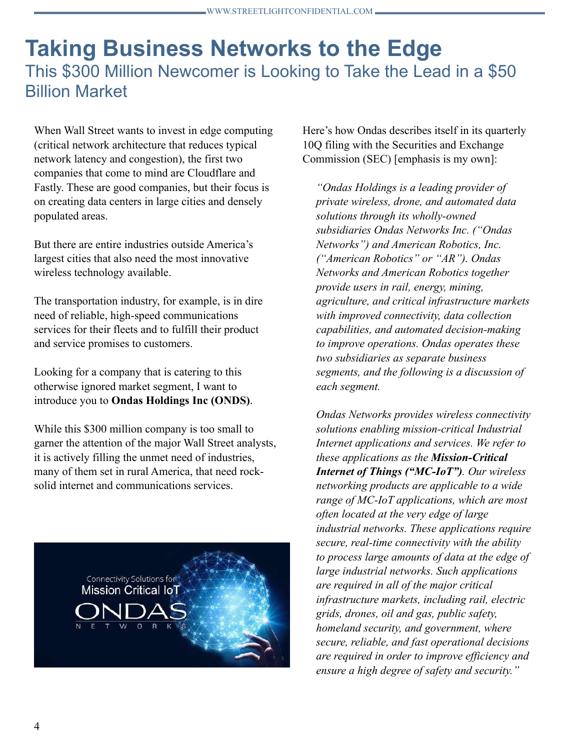# Taking Business Networks to the Edge

## This $300 Million Newcomer is Looking to Take the Lead in a $50 Billion Market

When Wall Street wants to invest in edge computing (critical network architecture that reduces typical network latency and congestion), the first two companies that come to mind are Cloudflare and Fastly. These are good companies, but their focus is on creating data centers in large cities and densely populated areas.

But there are entire industries outside America's largest cities that also need the most innovative wireless technology available.

The transportation industry, for example, is in dire need of reliable, high-speed communications services for their fleets and to fulfill their product and service promises to customers.

Looking for a company that is catering to this otherwise ignored market segment, I want to introduce you to **Ondas Holdings Inc (ONDS)**.

While this $300 million company is too small to garner the attention of the major Wall Street analysts, it is actively filling the unmet need of industries, many of them set in rural America, that need rock-solid internet and communications services.

Here's how Ondas describes itself in its quarterly 10Q filing with the Securities and Exchange Commission (SEC) [emphasis is my own]:

> *"Ondas Holdings is a leading provider of private wireless, drone, and automated data solutions through its wholly-owned subsidiaries Ondas Networks Inc. ("Ondas Networks") and American Robotics, Inc. ("American Robotics" or "AR"). Ondas Networks and American Robotics together provide users in rail, energy, mining, agriculture, and critical infrastructure markets with improved connectivity, data collection capabilities, and automated decision-making to improve operations. Ondas operates these two subsidiaries as separate business segments, and the following is a discussion of each segment.*
>
> *Ondas Networks provides wireless connectivity solutions enabling mission-critical Industrial Internet applications and services. We refer to these applications as the* ***Mission-Critical Internet of Things ("MC-IoT")****. Our wireless networking products are applicable to a wide range of MC-IoT applications, which are most often located at the very edge of large industrial networks. These applications require secure, real-time connectivity with the ability to process large amounts of data at the edge of large industrial networks. Such applications are required in all of the major critical infrastructure markets, including rail, electric grids, drones, oil and gas, public safety, homeland security, and government, where secure, reliable, and fast operational decisions are required in order to improve efficiency and ensure a high degree of safety and security."*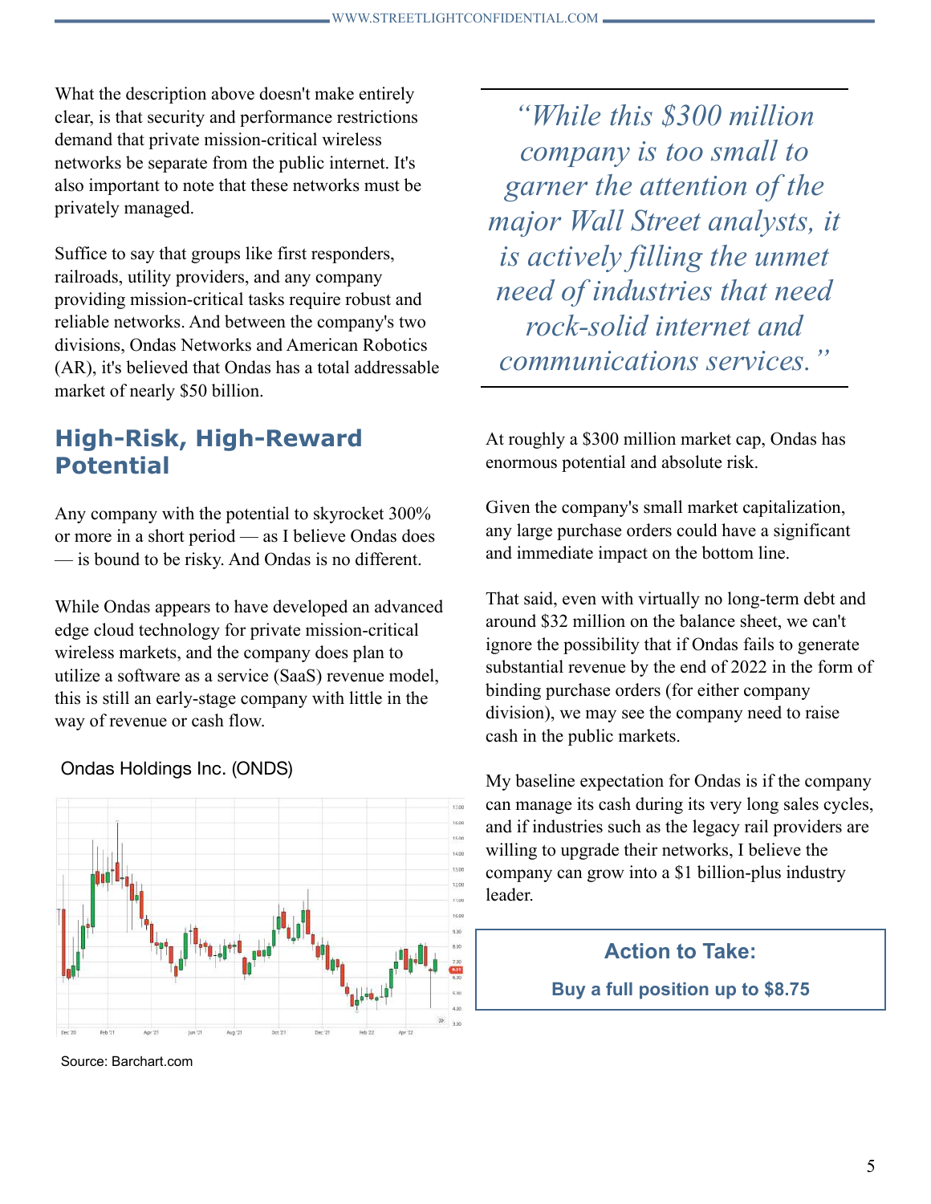What the description above doesn't make entirely clear, is that security and performance restrictions demand that private mission-critical wireless networks be separate from the public internet. It's also important to note that these networks must be privately managed.

Suffice to say that groups like first responders, railroads, utility providers, and any company providing mission-critical tasks require robust and reliable networks. And between the company's two divisions, Ondas Networks and American Robotics (AR), it's believed that Ondas has a total addressable market of nearly $50 billion.

## High-Risk, High-Reward Potential

Any company with the potential to skyrocket 300% or more in a short period — as I believe Ondas does — is bound to be risky. And Ondas is no different.

While Ondas appears to have developed an advanced edge cloud technology for private mission-critical wireless markets, and the company does plan to utilize a software as a service (SaaS) revenue model, this is still an early-stage company with little in the way of revenue or cash flow.

Ondas Holdings Inc. (ONDS)

Source: Barchart.com

> *"While this $300 million company is too small to garner the attention of the major Wall Street analysts, it is actively filling the unmet need of industries that need rock-solid internet and communications services."*

At roughly a $300 million market cap, Ondas has enormous potential and absolute risk.

Given the company's small market capitalization, any large purchase orders could have a significant and immediate impact on the bottom line.

That said, even with virtually no long-term debt and around $32 million on the balance sheet, we can't ignore the possibility that if Ondas fails to generate substantial revenue by the end of 2022 in the form of binding purchase orders (for either company division), we may see the company need to raise cash in the public markets.

My baseline expectation for Ondas is if the company can manage its cash during its very long sales cycles, and if industries such as the legacy rail providers are willing to upgrade their networks, I believe the company can grow into a $1 billion-plus industry leader.

**Action to Take:**

**Buy a full position up to $8.75**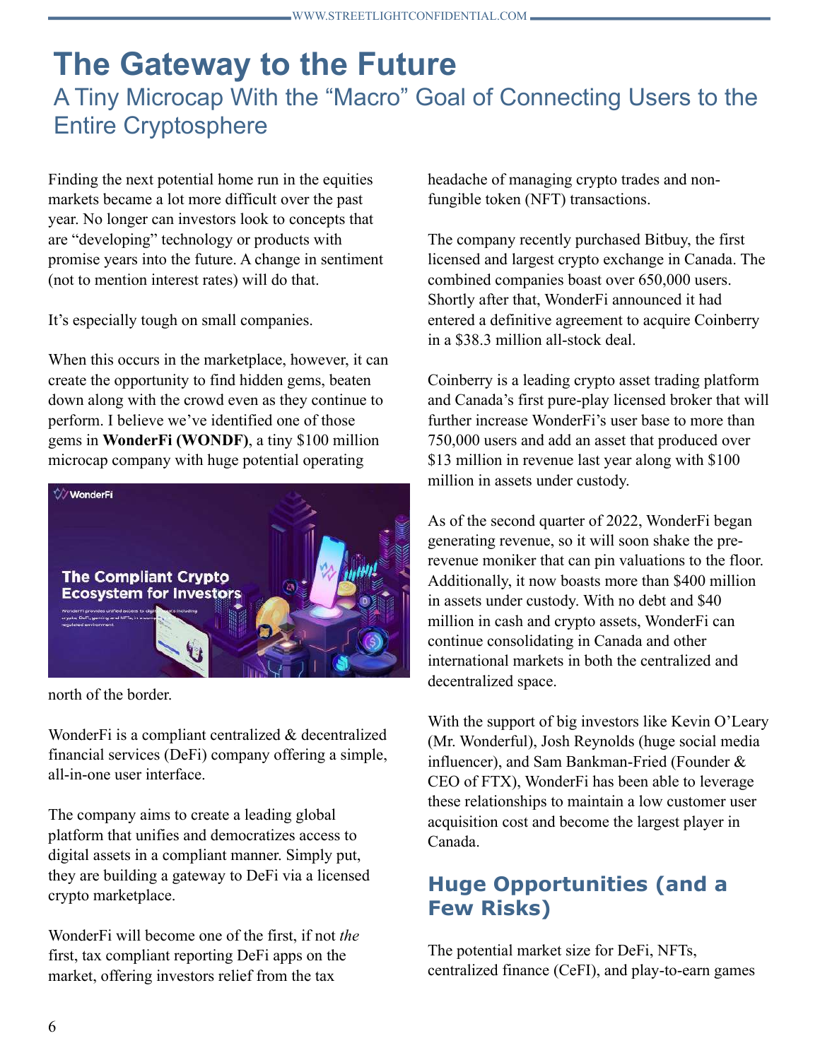# The Gateway to the Future

## A Tiny Microcap With the "Macro" Goal of Connecting Users to the Entire Cryptosphere

Finding the next potential home run in the equities markets became a lot more difficult over the past year. No longer can investors look to concepts that are "developing" technology or products with promise years into the future. A change in sentiment (not to mention interest rates) will do that.

It's especially tough on small companies.

When this occurs in the marketplace, however, it can create the opportunity to find hidden gems, beaten down along with the crowd even as they continue to perform. I believe we've identified one of those gems in **WonderFi (WONDF)**, a tiny $100 million microcap company with huge potential operating north of the border.

WonderFi is a compliant centralized & decentralized financial services (DeFi) company offering a simple, all-in-one user interface.

The company aims to create a leading global platform that unifies and democratizes access to digital assets in a compliant manner. Simply put, they are building a gateway to DeFi via a licensed crypto marketplace.

WonderFi will become one of the first, if not *the* first, tax compliant reporting DeFi apps on the market, offering investors relief from the tax headache of managing crypto trades and non-fungible token (NFT) transactions.

The company recently purchased Bitbuy, the first licensed and largest crypto exchange in Canada. The combined companies boast over 650,000 users. Shortly after that, WonderFi announced it had entered a definitive agreement to acquire Coinberry in a $38.3 million all-stock deal.

Coinberry is a leading crypto asset trading platform and Canada's first pure-play licensed broker that will further increase WonderFi's user base to more than 750,000 users and add an asset that produced over $13 million in revenue last year along with $100 million in assets under custody.

As of the second quarter of 2022, WonderFi began generating revenue, so it will soon shake the pre-revenue moniker that can pin valuations to the floor. Additionally, it now boasts more than $400 million in assets under custody. With no debt and $40 million in cash and crypto assets, WonderFi can continue consolidating in Canada and other international markets in both the centralized and decentralized space.

With the support of big investors like Kevin O'Leary (Mr. Wonderful), Josh Reynolds (huge social media influencer), and Sam Bankman-Fried (Founder & CEO of FTX), WonderFi has been able to leverage these relationships to maintain a low customer user acquisition cost and become the largest player in Canada.

## Huge Opportunities (and a Few Risks)

The potential market size for DeFi, NFTs, centralized finance (CeFI), and play-to-earn games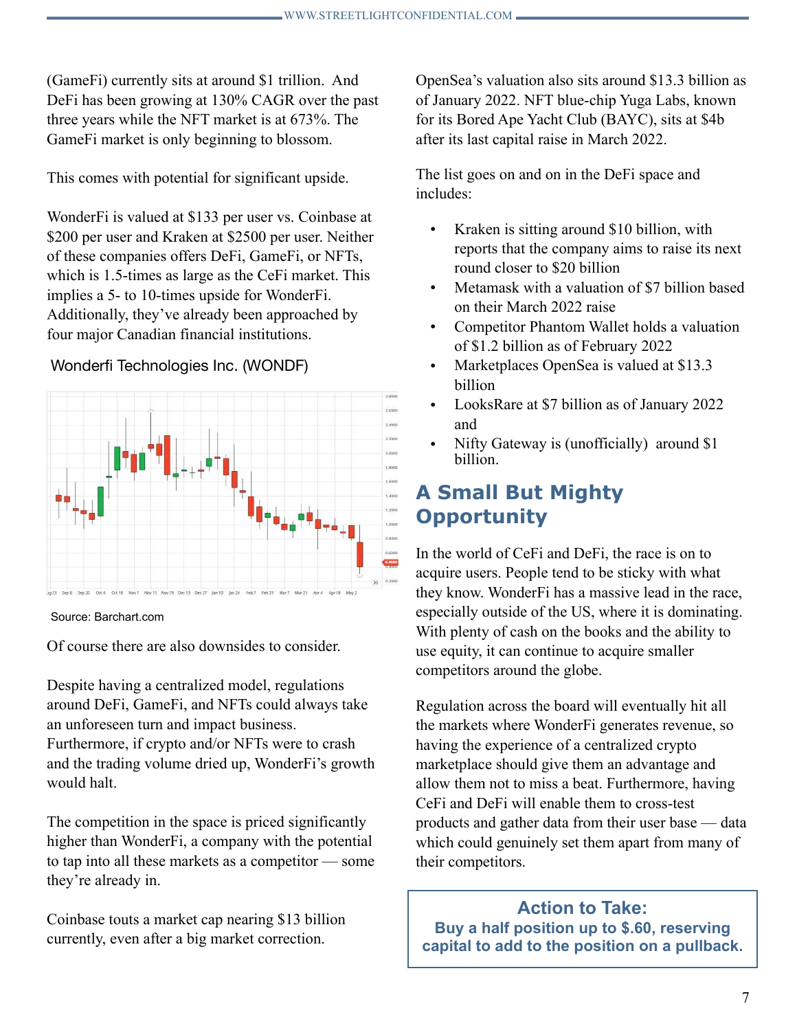(GameFi) currently sits at around $1 trillion. And DeFi has been growing at 130% CAGR over the past three years while the NFT market is at 673%. The GameFi market is only beginning to blossom.

This comes with potential for significant upside.

WonderFi is valued at $133 per user vs. Coinbase at $200 per user and Kraken at $2500 per user. Neither of these companies offers DeFi, GameFi, or NFTs, which is 1.5-times as large as the CeFi market. This implies a 5- to 10-times upside for WonderFi. Additionally, they've already been approached by four major Canadian financial institutions.

Wonderfi Technologies Inc. (WONDF)

Source: Barchart.com

Of course there are also downsides to consider.

Despite having a centralized model, regulations around DeFi, GameFi, and NFTs could always take an unforeseen turn and impact business. Furthermore, if crypto and/or NFTs were to crash and the trading volume dried up, WonderFi's growth would halt.

The competition in the space is priced significantly higher than WonderFi, a company with the potential to tap into all these markets as a competitor — some they're already in.

Coinbase touts a market cap nearing $13 billion currently, even after a big market correction.

OpenSea's valuation also sits around $13.3 billion as of January 2022. NFT blue-chip Yuga Labs, known for its Bored Ape Yacht Club (BAYC), sits at $4b after its last capital raise in March 2022.

The list goes on and on in the DeFi space and includes:

- Kraken is sitting around $10 billion, with reports that the company aims to raise its next round closer to $20 billion
- Metamask with a valuation of $7 billion based on their March 2022 raise
- Competitor Phantom Wallet holds a valuation of $1.2 billion as of February 2022
- Marketplaces OpenSea is valued at $13.3 billion
- LooksRare at $7 billion as of January 2022 and
- Nifty Gateway is (unofficially) around $1 billion.

## A Small But Mighty Opportunity

In the world of CeFi and DeFi, the race is on to acquire users. People tend to be sticky with what they know. WonderFi has a massive lead in the race, especially outside of the US, where it is dominating. With plenty of cash on the books and the ability to use equity, it can continue to acquire smaller competitors around the globe.

Regulation across the board will eventually hit all the markets where WonderFi generates revenue, so having the experience of a centralized crypto marketplace should give them an advantage and allow them not to miss a beat. Furthermore, having CeFi and DeFi will enable them to cross-test products and gather data from their user base — data which could genuinely set them apart from many of their competitors.

**Action to Take:**
**Buy a half position up to $.60, reserving capital to add to the position on a pullback.**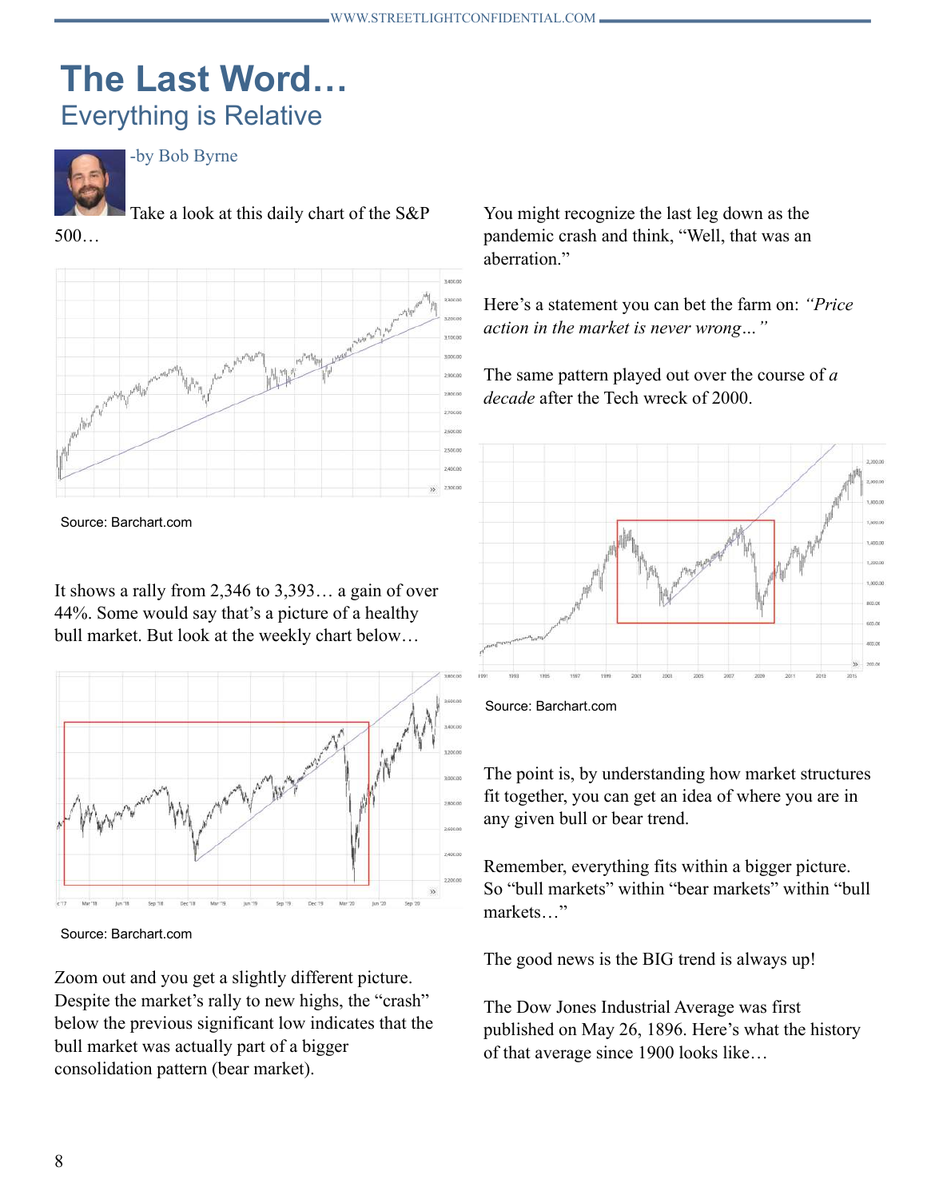# The Last Word…

## Everything is Relative

-by Bob Byrne

Take a look at this daily chart of the S&P 500…

Source: Barchart.com

It shows a rally from 2,346 to 3,393… a gain of over 44%. Some would say that's a picture of a healthy bull market. But look at the weekly chart below…

Source: Barchart.com

Zoom out and you get a slightly different picture. Despite the market's rally to new highs, the "crash" below the previous significant low indicates that the bull market was actually part of a bigger consolidation pattern (bear market).

You might recognize the last leg down as the pandemic crash and think, "Well, that was an aberration."

Here's a statement you can bet the farm on: *"Price action in the market is never wrong…"*

The same pattern played out over the course of *a decade* after the Tech wreck of 2000.

Source: Barchart.com

The point is, by understanding how market structures fit together, you can get an idea of where you are in any given bull or bear trend.

Remember, everything fits within a bigger picture. So "bull markets" within "bear markets" within "bull markets…"

The good news is the BIG trend is always up!

The Dow Jones Industrial Average was first published on May 26, 1896. Here's what the history of that average since 1900 looks like…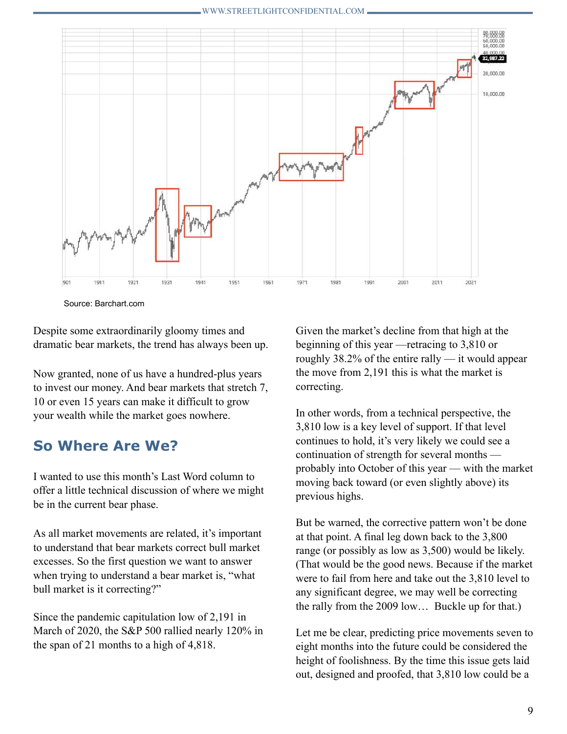Source: Barchart.com

Despite some extraordinarily gloomy times and dramatic bear markets, the trend has always been up.

Now granted, none of us have a hundred-plus years to invest our money. And bear markets that stretch 7, 10 or even 15 years can make it difficult to grow your wealth while the market goes nowhere.

## So Where Are We?

I wanted to use this month's Last Word column to offer a little technical discussion of where we might be in the current bear phase.

As all market movements are related, it's important to understand that bear markets correct bull market excesses. So the first question we want to answer when trying to understand a bear market is, "what bull market is it correcting?"

Since the pandemic capitulation low of 2,191 in March of 2020, the S&P 500 rallied nearly 120% in the span of 21 months to a high of 4,818.

Given the market's decline from that high at the beginning of this year —retracing to 3,810 or roughly 38.2% of the entire rally — it would appear the move from 2,191 this is what the market is correcting.

In other words, from a technical perspective, the 3,810 low is a key level of support. If that level continues to hold, it's very likely we could see a continuation of strength for several months — probably into October of this year — with the market moving back toward (or even slightly above) its previous highs.

But be warned, the corrective pattern won't be done at that point. A final leg down back to the 3,800 range (or possibly as low as 3,500) would be likely. (That would be the good news. Because if the market were to fail from here and take out the 3,810 level to any significant degree, we may well be correcting the rally from the 2009 low… Buckle up for that.)

Let me be clear, predicting price movements seven to eight months into the future could be considered the height of foolishness. By the time this issue gets laid out, designed and proofed, that 3,810 low could be a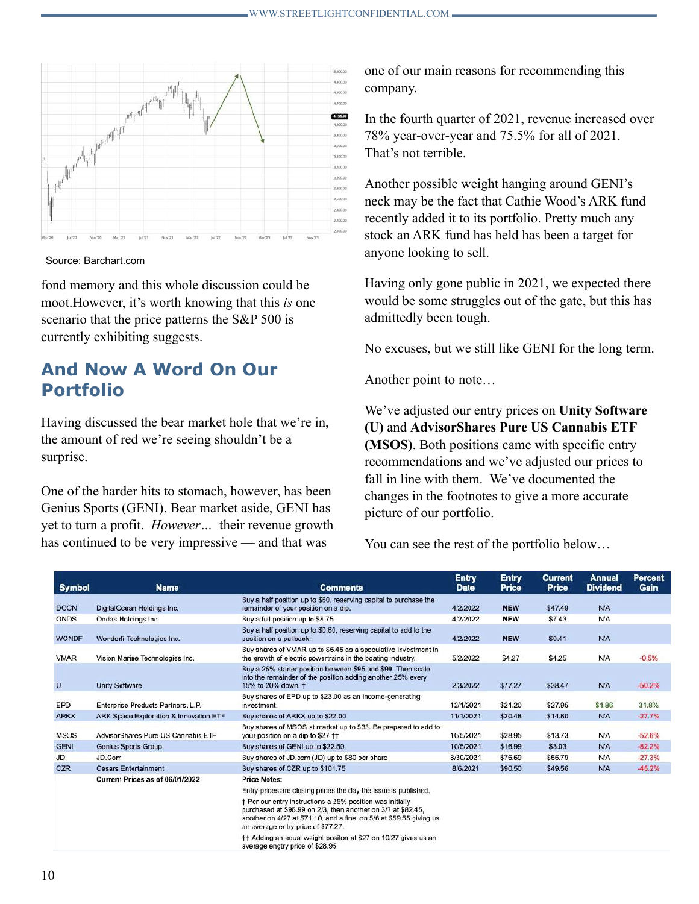5,000.00
4,800.00
4,600.00
4,400.00
4,155.00
4,000.00
3,800.00
3,600.00
3,400.00
3,200.00
3,000.00
2,800.00
2,600.00
2,400.00
2,200.00
2,000.00

Mar '20 Jul '20 Nov '20 Mar '21 Jul '21 Nov '21 Mar '22 Jul '22 Nov '22 Mar '23 Jul '23 Nov '23

Source: Barchart.com

fond memory and this whole discussion could be moot.However, it's worth knowing that this *is* one scenario that the price patterns the S&P 500 is currently exhibiting suggests.

## And Now A Word On Our Portfolio

Having discussed the bear market hole that we're in, the amount of red we're seeing shouldn't be a surprise.

One of the harder hits to stomach, however, has been Genius Sports (GENI). Bear market aside, GENI has yet to turn a profit. *However…* their revenue growth has continued to be very impressive — and that was one of our main reasons for recommending this company.

In the fourth quarter of 2021, revenue increased over 78% year-over-year and 75.5% for all of 2021. That's not terrible.

Another possible weight hanging around GENI's neck may be the fact that Cathie Wood's ARK fund recently added it to its portfolio. Pretty much any stock an ARK fund has held has been a target for anyone looking to sell.

Having only gone public in 2021, we expected there would be some struggles out of the gate, but this has admittedly been tough.

No excuses, but we still like GENI for the long term.

Another point to note…

We've adjusted our entry prices on **Unity Software (U)** and **AdvisorShares Pure US Cannabis ETF (MSOS)**. Both positions came with specific entry recommendations and we've adjusted our prices to fall in line with them. We've documented the changes in the footnotes to give a more accurate picture of our portfolio.

You can see the rest of the portfolio below…

| Symbol | Name | Comments | Entry Date | Entry Price | Current Price | Annual Dividend | Percent Gain |
|---|---|---|---|---|---|---|---|
| DOCN | DigitalOcean Holdings Inc. | Buy a half position up to $60, reserving capital to purchase the remainder of your position on a dip. | 4/2/2022 | NEW | $47.49 | N/A | |
| ONDS | Ondas Holdings Inc. | Buy a full position up to $8.75 | 4/2/2022 | NEW | $7.43 | N/A | |
| WONDF | Wonderfi Technologies Inc. | Buy a half position up to $0.60, reserving capital to add to the position on a pullback. | 4/2/2022 | NEW | $0.41 | N/A | |
| VMAR | Vision Marine Technologies Inc. | Buy shares of VMAR up to $5.45 as a speculative investment in the growth of electric powertrains in the boating industry. | 5/2/2022 | $4.27 | $4.25 | N/A | -0.5% |
| U | Unity Software | Buy a 25% starter position between $95 and $99. Then scale into the remainder of the positon adding another 25% every 15% to 20% down. † | 2/3/2022 | $77.27 | $38.47 | N/A | -50.2% |
| EPD | Enterprise Products Partners, L.P. | Buy shares of EPD up to $23.00 as an income-generating investment. | 12/1/2021 | $21.20 | $27.95 | $1.86 | 31.8% |
| ARKX | ARK Space Exploration & Innovation ETF | Buy shares of ARKX up to $22.00 | 11/1/2021 | $20.48 | $14.80 | N/A | -27.7% |
| MSOS | AdvisorShares Pure US Cannabis ETF | Buy shares of MSOS at market up to $33. Be prepared to add to your position on a dip to $27 †† | 10/5/2021 | $28.95 | $13.73 | N/A | -52.6% |
| GENI | Genius Sports Group | Buy shares of GENI up to $22.50 | 10/5/2021 | $16.99 | $3.03 | N/A | -82.2% |
| JD | JD.Com | Buy shares of JD.com (JD) up to $80 per share | 8/30/2021 | $76.69 | $55.79 | N/A | -27.3% |
| CZR | Cesars Entertainment | Buy shares of CZR up to $101.75 | 8/6/2021 | $90.50 | $49.56 | N/A | -45.2% |

Current Prices as of 06/01/2022

**Price Notes:**

Entry prices are closing prices the day the issue is published.

† Per our entry instructions a 25% position was initially purchased at $96.99 on 2/3, then another on 3/7 at $82.45, another on 4/27 at $71.10, and a final on 5/6 at $59.55 giving us an average entry price of $77.27.

†† Adding an equal weight positon at $27 on 10/27 gives us an average engtry price of $28.95